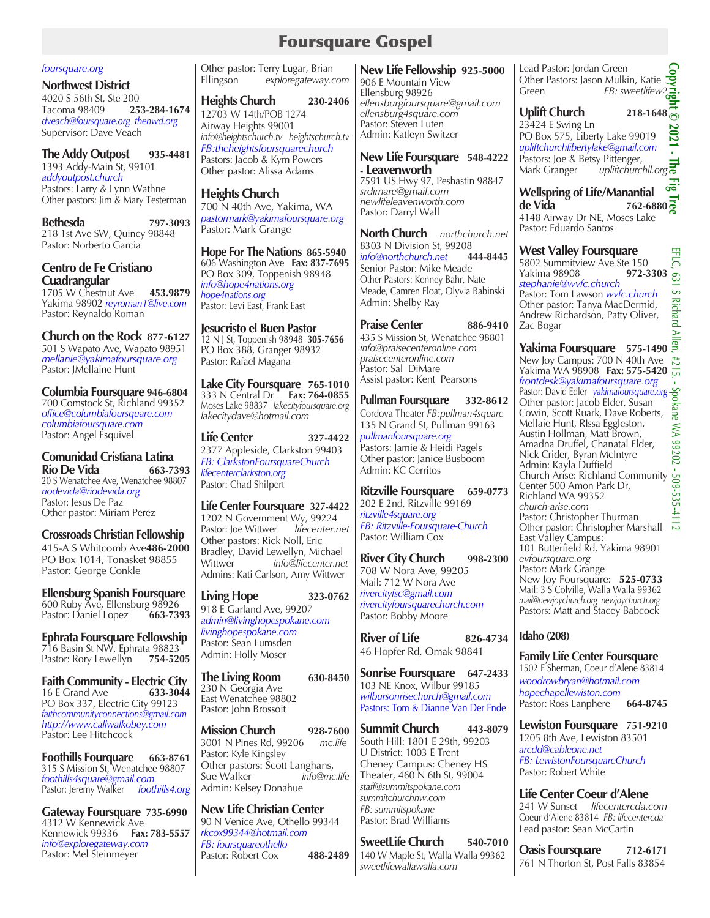# Foursquare Gospel

*foursquare.org*

**Northwest District**
4020 S 56th St, Ste 200
Tacoma 98409 **253-284-1674**
*dveach@foursquare.org thenwd.org*
Supervisor: Dave Veach

**The Addy Outpost 935-4481**
1393 Addy-Main St, 99101
*addyoutpost.church*
Pastors: Larry & Lynn Wathne
Other pastors: Jim & Mary Testerman

**Bethesda 797-3093**
218 1st Ave SW, Quincy 98848
Pastor: Norberto Garcia

**Centro de Fe Cristiano Cuadrangular**
1705 W Chestnut Ave **453.9879**
Yakima 98902 *reyroman1@live.com*
Pastor: Reynaldo Roman

**Church on the Rock 877-6127**
501 S Wapato Ave, Wapato 98951
*mellanie@yakimafoursquare.org*
Pastor: JMellaine Hunt

**Columbia Foursquare 946-6804**
700 Comstock St, Richland 99352
*office@columbiafoursquare.com*
*columbiafoursquare.com*
Pastor: Angel Esquivel

**Comunidad Cristiana Latina Rio De Vida 663-7393**
20 S Wenatchee Ave, Wenatchee 98807
*riodevida@riodevida.org*
Pastor: Jesus De Paz
Other pastor: Miriam Perez

**Crossroads Christian Fellowship**
415-A S Whitcomb Ave **486-2000**
PO Box 1014, Tonasket 98855
Pastor: George Conkle

**Ellensburg Spanish Foursquare**
600 Ruby Ave, Ellensburg 98926
Pastor: Daniel Lopez **663-7393**

**Ephrata Foursquare Fellowship**
716 Basin St NW, Ephrata 98823
Pastor: Rory Lewellyn **754-5205**

**Faith Community - Electric City**
16 E Grand Ave **633-3044**
PO Box 337, Electric City 99123
*faithcommunityconnections@gmail.com*
*http://www.callwalkobey.com*
Pastor: Lee Hitchcock

**Foothills Fourquare 663-8761**
315 S Mission St, Wenatchee 98807
*foothills4square@gmail.com*
Pastor: Jeremy Walker *foothills4.org*

**Gateway Foursquare 735-6990**
4312 W Kennewick Ave
Kennewick 99336 **Fax: 783-5557**
*info@exploregateway.com*
Pastor: Mel Steinmeyer
Other pastor: Terry Lugar, Brian Ellingson *exploregateway.com*

**Heights Church 230-2406**
12703 W 14th/POB 1274
Airway Heights 99001
*info@heightschurch.tv heightschurch.tv*
*FB:theheightsfoursquarechurch*
Pastors: Jacob & Kym Powers
Other pastor: Alissa Adams

**Heights Church**
700 N 40th Ave, Yakima, WA
*pastormark@yakimafoursquare.org*
Pastor: Mark Grange

**Hope For The Nations 865-5940**
606 Washington Ave **Fax: 837-7695**
PO Box 309, Toppenish 98948
*info@hope4nations.org*
*hope4nations.org*
Pastor: Levi East, Frank East

**Jesucristo el Buen Pastor**
12 N J St, Toppenish 98948 **305-7656**
PO Box 388, Granger 98932
Pastor: Rafael Magana

**Lake City Foursquare 765-1010**
333 N Central Dr **Fax: 764-0855**
Moses Lake 98837 *lakecityfoursquare.org*
*lakecitydave@hotmail.com*

**Life Center 327-4422**
2377 Appleside, Clarkston 99403
*FB: ClarkstonFoursquareChurch*
*lifecenterclarkston.org*
Pastor: Chad Shilpert

**Life Center Foursquare 327-4422**
1202 N Government Wy, 99224
Pastor: Joe Wittwer *lifecenter.net*
Other pastors: Rick Noll, Eric Bradley, David Lewellyn, Michael Wittwer *info@lifecenter.net*
Admins: Kati Carlson, Amy Wittwer

**Living Hope 323-0762**
918 E Garland Ave, 99207
*admin@livinghopespokane.com*
*livinghopespokane.com*
Pastor: Sean Lumsden
Admin: Holly Moser

**The Living Room 630-8450**
230 N Georgia Ave
East Wenatchee 98802
Pastor: John Brossoit

**Mission Church 928-7600**
3001 N Pines Rd, 99206 *mc.life*
Pastor: Kyle Kingsley
Other pastors: Scott Langhans, Sue Walker *info@mc.life*
Admin: Kelsey Donahue

**New Life Christian Center**
90 N Venice Ave, Othello 99344
*rkcox99344@hotmail.com*
*FB: foursquareothello*
Pastor: Robert Cox **488-2489**

**New Life Fellowship 925-5000**
906 E Mountain View
Ellensburg 98926
*ellensburgfoursquare@gmail.com*
*ellensburg4square.com*
Pastor: Steven Luten
Admin: Katleyn Switzer

**New Life Foursquare - Leavenworth 548-4222**
7591 US Hwy 97, Peshastin 98847
*srdimare@gmail.com*
*newlifeleavenworth.com*
Pastor: Darryl Wall

**North Church** *northchurch.net*
8303 N Division St, 99208
*info@northchurch.net* **444-8445**
Senior Pastor: Mike Meade
Other Pastors: Kenney Bahr, Nate Meade, Camren Eloat, Olyvia Babinski
Admin: Shelby Ray

**Praise Center 886-9410**
435 S Mission St, Wenatchee 98801
*info@praisecenteronline.com*
*praisecenteronline.com*
Pastor: Sal DiMare
Assist pastor: Kent Pearsons

**Pullman Foursquare 332-8612**
Cordova Theater *FB:pullman4square*
135 N Grand St, Pullman 99163
*pullmanfoursquare.org*
Pastors: Jamie & Heidi Pagels
Other pastor: Janice Busboom
Admin: KC Cerritos

**Ritzville Foursquare 659-0773**
202 E 2nd, Ritzville 99169
*ritzville4square.org*
*FB: Ritzville-Foursquare-Church*
Pastor: William Cox

**River City Church 998-2300**
708 W Nora Ave, 99205
Mail: 712 W Nora Ave
*rivercityfsc@gmail.com*
*rivercityfoursquarechurch.com*
Pastor: Bobby Moore

**River of Life 826-4734**
46 Hopfer Rd, Omak 98841

**Sonrise Foursquare 647-2433**
103 NE Knox, Wilbur 99185
*wilbursonrisechurch@gmail.com*
Pastors: Tom & Dianne Van Der Ende

**Summit Church 443-8079**
South Hill: 1801 E 29th, 99203
U District: 1003 E Trent
Cheney Campus: Cheney HS Theater, 460 N 6th St, 99004
*staff@summitspokane.com*
*summitchurchnw.com*
*FB: summitspokane*
Pastor: Brad Williams

**SweetLife Church 540-7010**
140 W Maple St, Walla Walla 99362
*sweetlifewallawalla.com*
Lead Pastor: Jordan Green
Other Pastors: Jason Mulkin, Katie Green *FB: sweetlifew2*

**Uplift Church 218-1648**
23424 E Swing Ln
PO Box 575, Liberty Lake 99019
*upliftchurchlibertylake@gmail.com*
Pastors: Joe & Betsy Pittenger, Mark Granger *upliftchurchll.org*

**Wellspring of Life/Manantial de Vida 762-6880**
4148 Airway Dr NE, Moses Lake
Pastor: Eduardo Santos

**West Valley Foursquare**
5802 Summitview Ave Ste 150
Yakima 98908 **972-3303**
*stephanie@wvfc.church*
Pastor: Tom Lawson *wvfc.church*
Other pastor: Tanya MacDermid, Andrew Richardson, Patty Oliver, Zac Bogar

**Yakima Foursquare 575-1490**
New Joy Campus: 700 N 40th Ave
Yakima WA 98908 **Fax: 575-5420**
*frontdesk@yakimafoursquare.org*
Pastor: David Edler *yakimafoursquare.org*
Other pastor: Jacob Elder, Susan Cowin, Scott Ruark, Dave Roberts, Mellaie Hunt, RIssa Eggleston, Austin Hollman, Matt Brown, Amadna Druffel, Chanatal Elder, Nick Crider, Byran McIntyre
Admin: Kayla Duffield
Church Arise: Richland Community Center 500 Amon Park Dr, Richland WA 99352
*church-arise.com*
Pastor: Christopher Thurman
Other pastor: Christopher Marshall
East Valley Campus:
101 Butterfield Rd, Yakima 98901
*evfoursquare.org*
Pastor: Mark Grange
New Joy Foursquare: **525-0733**
Mail: 3 S Colville, Walla Walla 99362
*mail@newjoychurch.org newjoychurch.org*
Pastors: Matt and Stacey Babcock

## Idaho (208)

**Family Life Center Foursquare**
1502 E Sherman, Coeur d'Alene 83814
*woodrowbryan@hotmail.com*
*hopechapellewiston.com*
Pastor: Ross Lanphere **664-8745**

**Lewiston Foursquare 751-9210**
1205 8th Ave, Lewiston 83501
*arcdd@cableone.net*
*FB: LewistonFoursquareChurch*
Pastor: Robert White

**Life Center Coeur d'Alene**
241 W Sunset *lifecentercda.com*
Coeur d'Alene 83814 *FB: lifecentercda*
Lead pastor: Sean McCartin

**Oasis Foursquare 712-6171**
761 N Thorton St, Post Falls 83854

Copyright © 2021 - The Fig Tree
EFIC, 631 S Richard Allen, #215 - Spokane WA 99202 - 509-535-4112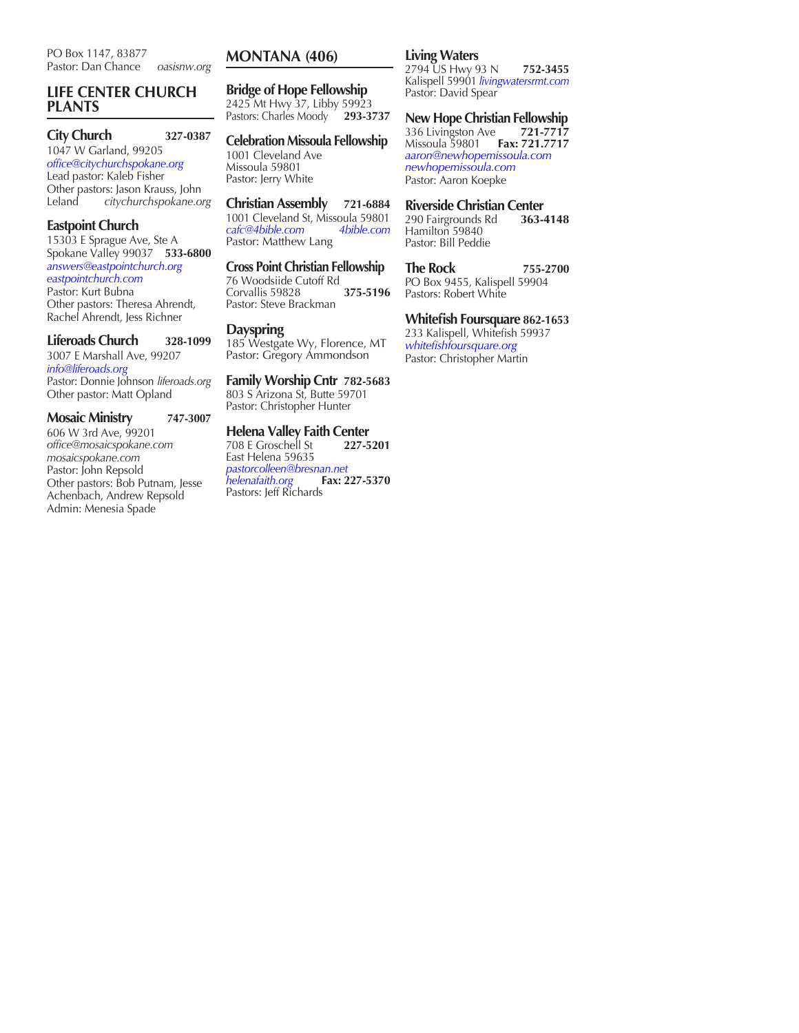PO Box 1147, 83877
Pastor: Dan Chance *oasisnw.org*

## LIFE CENTER CHURCH PLANTS

### City Church **327-0387**

1047 W Garland, 99205
*office@citychurchspokane.org*
Lead pastor: Kaleb Fisher
Other pastors: Jason Krauss, John Leland *citychurchspokane.org*

### Eastpoint Church

15303 E Sprague Ave, Ste A
Spokane Valley 99037 **533-6800**
*answers@eastpointchurch.org*
*eastpointchurch.com*
Pastor: Kurt Bubna
Other pastors: Theresa Ahrendt, Rachel Ahrendt, Jess Richner

### Liferoads Church **328-1099**

3007 E Marshall Ave, 99207
*info@liferoads.org*
Pastor: Donnie Johnson *liferoads.org*
Other pastor: Matt Opland

### Mosaic Ministry **747-3007**

606 W 3rd Ave, 99201
*office@mosaicspokane.com*
*mosaicspokane.com*
Pastor: John Repsold
Other pastors: Bob Putnam, Jesse Achenbach, Andrew Repsold
Admin: Menesia Spade

## MONTANA (406)

### Bridge of Hope Fellowship

2425 Mt Hwy 37, Libby 59923
Pastors: Charles Moody **293-3737**

### Celebration Missoula Fellowship

1001 Cleveland Ave
Missoula 59801
Pastor: Jerry White

### Christian Assembly **721-6884**

1001 Cleveland St, Missoula 59801
*cafc@4bible.com* *4bible.com*
Pastor: Matthew Lang

### Cross Point Christian Fellowship

76 Woodsiide Cutoff Rd
Corvallis 59828 **375-5196**
Pastor: Steve Brackman

### Dayspring

185 Westgate Wy, Florence, MT
Pastor: Gregory Ammondson

### Family Worship Cntr **782-5683**

803 S Arizona St, Butte 59701
Pastor: Christopher Hunter

### Helena Valley Faith Center

708 E Groschell St **227-5201**
East Helena 59635
*pastorcolleen@bresnan.net*
*helenafaith.org* **Fax: 227-5370**
Pastors: Jeff Richards

### Living Waters

2794 US Hwy 93 N **752-3455**
Kalispell 59901 *livingwatersrmt.com*
Pastor: David Spear

### New Hope Christian Fellowship

336 Livingston Ave **721-7717**
Missoula 59801 **Fax: 721.7717**
*aaron@newhopemissoula.com*
*newhopemissoula.com*
Pastor: Aaron Koepke

### Riverside Christian Center

290 Fairgrounds Rd **363-4148**
Hamilton 59840
Pastor: Bill Peddie

### The Rock **755-2700**

PO Box 9455, Kalispell 59904
Pastors: Robert White

### Whitefish Foursquare **862-1653**

233 Kalispell, Whitefish 59937
*whitefishfoursquare.org*
Pastor: Christopher Martin